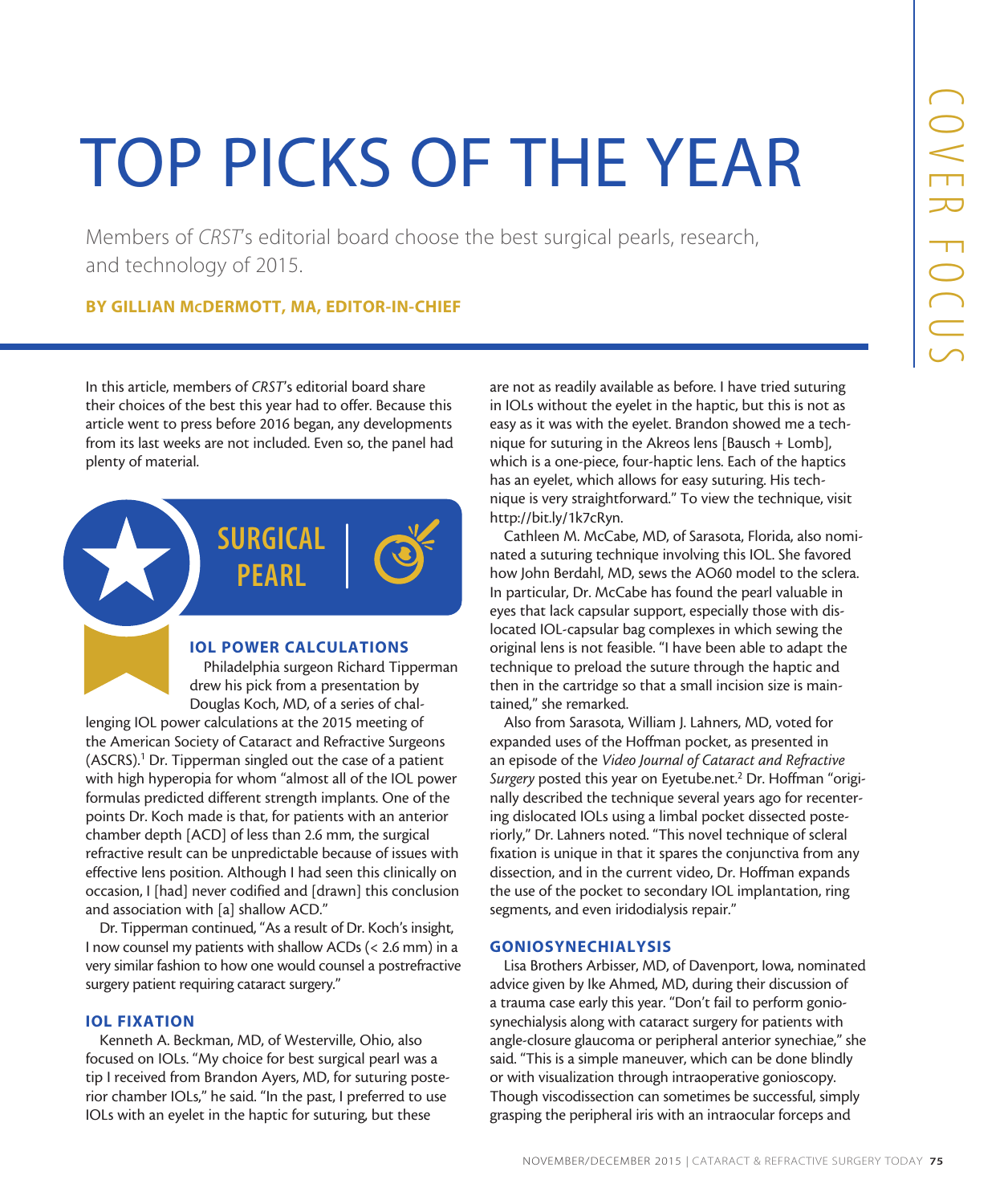# TOP PICKS OF THE YEAR

Members of *CRST*'s editorial board choose the best surgical pearls, research, and technology of 2015.

**BY GILLIAN McDERMOTT, MA, EDITOR-IN-CHIEF**

In this article, members of *CRST*'s editorial board share their choices of the best this year had to offer. Because this article went to press before 2016 began, any developments from its last weeks are not included. Even so, the panel had plenty of material.

## SURGICAL PEARL

### IOL POWER CALCULATIONS

Philadelphia surgeon Richard Tipperman drew his pick from a presentation by Douglas Koch, MD, of a series of challenging IOL power calculations at the 2015 meeting of the American Society of Cataract and Refractive Surgeons (ASCRS).[1] Dr. Tipperman singled out the case of a patient with high hyperopia for whom "almost all of the IOL power formulas predicted different strength implants. One of the points Dr. Koch made is that, for patients with an anterior chamber depth [ACD] of less than 2.6 mm, the surgical refractive result can be unpredictable because of issues with effective lens position. Although I had seen this clinically on occasion, I [had] never codified and [drawn] this conclusion and association with [a] shallow ACD."

Dr. Tipperman continued, "As a result of Dr. Koch's insight, I now counsel my patients with shallow ACDs (< 2.6 mm) in a very similar fashion to how one would counsel a postrefractive surgery patient requiring cataract surgery."

### IOL FIXATION

Kenneth A. Beckman, MD, of Westerville, Ohio, also focused on IOLs. "My choice for best surgical pearl was a tip I received from Brandon Ayers, MD, for suturing posterior chamber IOLs," he said. "In the past, I preferred to use IOLs with an eyelet in the haptic for suturing, but these are not as readily available as before. I have tried suturing in IOLs without the eyelet in the haptic, but this is not as easy as it was with the eyelet. Brandon showed me a technique for suturing in the Akreos lens [Bausch + Lomb], which is a one-piece, four-haptic lens. Each of the haptics has an eyelet, which allows for easy suturing. His technique is very straightforward." To view the technique, visit http://bit.ly/1k7cRyn.

Cathleen M. McCabe, MD, of Sarasota, Florida, also nominated a suturing technique involving this IOL. She favored how John Berdahl, MD, sews the AO60 model to the sclera. In particular, Dr. McCabe has found the pearl valuable in eyes that lack capsular support, especially those with dislocated IOL-capsular bag complexes in which sewing the original lens is not feasible. "I have been able to adapt the technique to preload the suture through the haptic and then in the cartridge so that a small incision size is maintained," she remarked.

Also from Sarasota, William J. Lahners, MD, voted for expanded uses of the Hoffman pocket, as presented in an episode of the *Video Journal of Cataract and Refractive Surgery* posted this year on Eyetube.net.[2] Dr. Hoffman "originally described the technique several years ago for recentering dislocated IOLs using a limbal pocket dissected posteriorly," Dr. Lahners noted. "This novel technique of scleral fixation is unique in that it spares the conjunctiva from any dissection, and in the current video, Dr. Hoffman expands the use of the pocket to secondary IOL implantation, ring segments, and even iridodialysis repair."

### GONIOSYNECHIALYSIS

Lisa Brothers Arbisser, MD, of Davenport, Iowa, nominated advice given by Ike Ahmed, MD, during their discussion of a trauma case early this year. "Don't fail to perform goniosynechialysis along with cataract surgery for patients with angle-closure glaucoma or peripheral anterior synechiae," she said. "This is a simple maneuver, which can be done blindly or with visualization through intraoperative gonioscopy. Though viscodissection can sometimes be successful, simply grasping the peripheral iris with an intraocular forceps and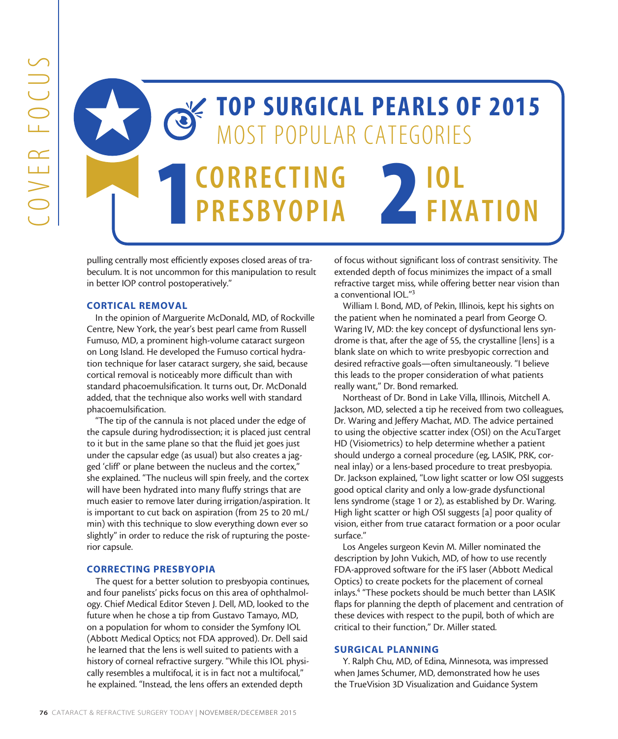# TOP SURGICAL PEARLS OF 2015

## MOST POPULAR CATEGORIES

**1 CORRECTING PRESBYOPIA**

**2 IOL FIXATION**

pulling centrally most efficiently exposes closed areas of trabeculum. It is not uncommon for this manipulation to result in better IOP control postoperatively."

### CORTICAL REMOVAL

In the opinion of Marguerite McDonald, MD, of Rockville Centre, New York, the year's best pearl came from Russell Fumuso, MD, a prominent high-volume cataract surgeon on Long Island. He developed the Fumuso cortical hydration technique for laser cataract surgery, she said, because cortical removal is noticeably more difficult than with standard phacoemulsification. It turns out, Dr. McDonald added, that the technique also works well with standard phacoemulsification.

"The tip of the cannula is not placed under the edge of the capsule during hydrodissection; it is placed just central to it but in the same plane so that the fluid jet goes just under the capsular edge (as usual) but also creates a jagged 'cliff' or plane between the nucleus and the cortex," she explained. "The nucleus will spin freely, and the cortex will have been hydrated into many fluffy strings that are much easier to remove later during irrigation/aspiration. It is important to cut back on aspiration (from 25 to 20 mL/min) with this technique to slow everything down ever so slightly" in order to reduce the risk of rupturing the posterior capsule.

### CORRECTING PRESBYOPIA

The quest for a better solution to presbyopia continues, and four panelists' picks focus on this area of ophthalmology. Chief Medical Editor Steven J. Dell, MD, looked to the future when he chose a tip from Gustavo Tamayo, MD, on a population for whom to consider the Symfony IOL (Abbott Medical Optics; not FDA approved). Dr. Dell said he learned that the lens is well suited to patients with a history of corneal refractive surgery. "While this IOL physically resembles a multifocal, it is in fact not a multifocal," he explained. "Instead, the lens offers an extended depth of focus without significant loss of contrast sensitivity. The extended depth of focus minimizes the impact of a small refractive target miss, while offering better near vision than a conventional IOL."[3]

William I. Bond, MD, of Pekin, Illinois, kept his sights on the patient when he nominated a pearl from George O. Waring IV, MD: the key concept of dysfunctional lens syndrome is that, after the age of 55, the crystalline [lens] is a blank slate on which to write presbyopic correction and desired refractive goals—often simultaneously. "I believe this leads to the proper consideration of what patients really want," Dr. Bond remarked.

Northeast of Dr. Bond in Lake Villa, Illinois, Mitchell A. Jackson, MD, selected a tip he received from two colleagues, Dr. Waring and Jeffery Machat, MD. The advice pertained to using the objective scatter index (OSI) on the AcuTarget HD (Visiometrics) to help determine whether a patient should undergo a corneal procedure (eg, LASIK, PRK, corneal inlay) or a lens-based procedure to treat presbyopia. Dr. Jackson explained, "Low light scatter or low OSI suggests good optical clarity and only a low-grade dysfunctional lens syndrome (stage 1 or 2), as established by Dr. Waring. High light scatter or high OSI suggests [a] poor quality of vision, either from true cataract formation or a poor ocular surface."

Los Angeles surgeon Kevin M. Miller nominated the description by John Vukich, MD, of how to use recently FDA-approved software for the iFS laser (Abbott Medical Optics) to create pockets for the placement of corneal inlays.[4] "These pockets should be much better than LASIK flaps for planning the depth of placement and centration of these devices with respect to the pupil, both of which are critical to their function," Dr. Miller stated.

### SURGICAL PLANNING

Y. Ralph Chu, MD, of Edina, Minnesota, was impressed when James Schumer, MD, demonstrated how he uses the TrueVision 3D Visualization and Guidance System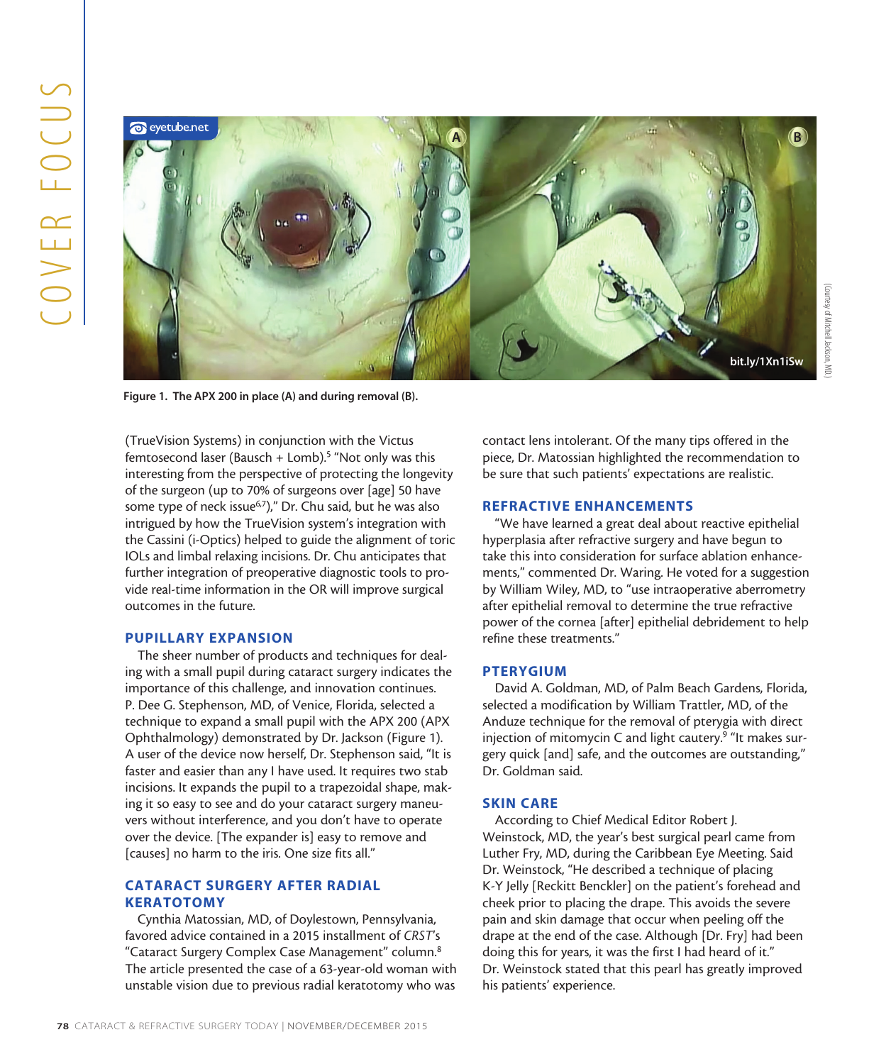Figure 1. The APX 200 in place (A) and during removal (B).

(TrueVision Systems) in conjunction with the Victus femtosecond laser (Bausch + Lomb).[5] "Not only was this interesting from the perspective of protecting the longevity of the surgeon (up to 70% of surgeons over [age] 50 have some type of neck issue[6,7])," Dr. Chu said, but he was also intrigued by how the TrueVision system's integration with the Cassini (i-Optics) helped to guide the alignment of toric IOLs and limbal relaxing incisions. Dr. Chu anticipates that further integration of preoperative diagnostic tools to provide real-time information in the OR will improve surgical outcomes in the future.

## PUPILLARY EXPANSION

The sheer number of products and techniques for dealing with a small pupil during cataract surgery indicates the importance of this challenge, and innovation continues. P. Dee G. Stephenson, MD, of Venice, Florida, selected a technique to expand a small pupil with the APX 200 (APX Ophthalmology) demonstrated by Dr. Jackson (Figure 1). A user of the device now herself, Dr. Stephenson said, "It is faster and easier than any I have used. It requires two stab incisions. It expands the pupil to a trapezoidal shape, making it so easy to see and do your cataract surgery maneuvers without interference, and you don't have to operate over the device. [The expander is] easy to remove and [causes] no harm to the iris. One size fits all."

## CATARACT SURGERY AFTER RADIAL KERATOTOMY

Cynthia Matossian, MD, of Doylestown, Pennsylvania, favored advice contained in a 2015 installment of *CRST*'s "Cataract Surgery Complex Case Management" column.[8] The article presented the case of a 63-year-old woman with unstable vision due to previous radial keratotomy who was contact lens intolerant. Of the many tips offered in the piece, Dr. Matossian highlighted the recommendation to be sure that such patients' expectations are realistic.

## REFRACTIVE ENHANCEMENTS

"We have learned a great deal about reactive epithelial hyperplasia after refractive surgery and have begun to take this into consideration for surface ablation enhancements," commented Dr. Waring. He voted for a suggestion by William Wiley, MD, to "use intraoperative aberrometry after epithelial removal to determine the true refractive power of the cornea [after] epithelial debridement to help refine these treatments."

## PTERYGIUM

David A. Goldman, MD, of Palm Beach Gardens, Florida, selected a modification by William Trattler, MD, of the Anduze technique for the removal of pterygia with direct injection of mitomycin C and light cautery.[9] "It makes surgery quick [and] safe, and the outcomes are outstanding," Dr. Goldman said.

## SKIN CARE

According to Chief Medical Editor Robert J. Weinstock, MD, the year's best surgical pearl came from Luther Fry, MD, during the Caribbean Eye Meeting. Said Dr. Weinstock, "He described a technique of placing K-Y Jelly [Reckitt Benckler] on the patient's forehead and cheek prior to placing the drape. This avoids the severe pain and skin damage that occur when peeling off the drape at the end of the case. Although [Dr. Fry] had been doing this for years, it was the first I had heard of it." Dr. Weinstock stated that this pearl has greatly improved his patients' experience.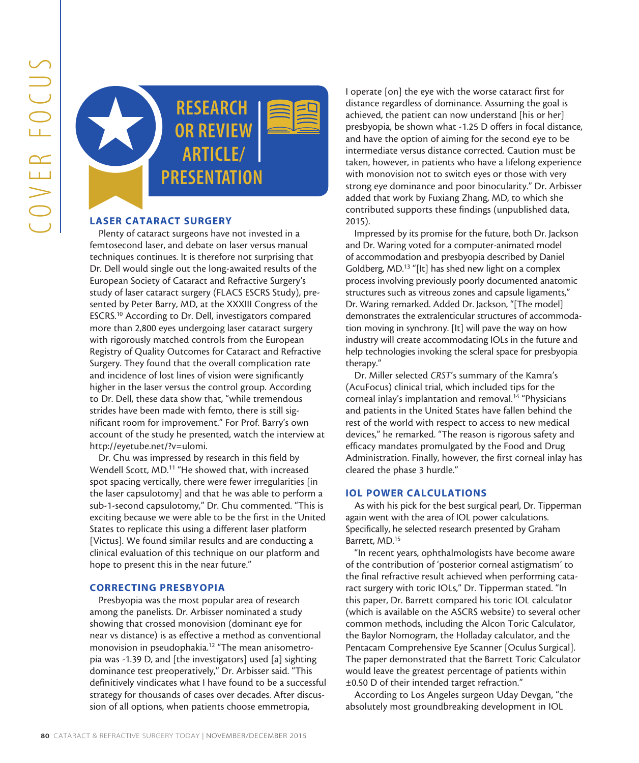# RESEARCH OR REVIEW ARTICLE/ PRESENTATION

## LASER CATARACT SURGERY

Plenty of cataract surgeons have not invested in a femtosecond laser, and debate on laser versus manual techniques continues. It is therefore not surprising that Dr. Dell would single out the long-awaited results of the European Society of Cataract and Refractive Surgery's study of laser cataract surgery (FLACS ESCRS Study), presented by Peter Barry, MD, at the XXXIII Congress of the ESCRS.[10] According to Dr. Dell, investigators compared more than 2,800 eyes undergoing laser cataract surgery with rigorously matched controls from the European Registry of Quality Outcomes for Cataract and Refractive Surgery. They found that the overall complication rate and incidence of lost lines of vision were significantly higher in the laser versus the control group. According to Dr. Dell, these data show that, "while tremendous strides have been made with femto, there is still significant room for improvement." For Prof. Barry's own account of the study he presented, watch the interview at http://eyetube.net/?v=ulomi.

Dr. Chu was impressed by research in this field by Wendell Scott, MD.[11] "He showed that, with increased spot spacing vertically, there were fewer irregularities [in the laser capsulotomy] and that he was able to perform a sub-1-second capsulotomy," Dr. Chu commented. "This is exciting because we were able to be the first in the United States to replicate this using a different laser platform [Victus]. We found similar results and are conducting a clinical evaluation of this technique on our platform and hope to present this in the near future."

## CORRECTING PRESBYOPIA

Presbyopia was the most popular area of research among the panelists. Dr. Arbisser nominated a study showing that crossed monovision (dominant eye for near vs distance) is as effective a method as conventional monovision in pseudophakia.[12] "The mean anisometropia was -1.39 D, and [the investigators] used [a] sighting dominance test preoperatively," Dr. Arbisser said. "This definitively vindicates what I have found to be a successful strategy for thousands of cases over decades. After discussion of all options, when patients choose emmetropia, I operate [on] the eye with the worse cataract first for distance regardless of dominance. Assuming the goal is achieved, the patient can now understand [his or her] presbyopia, be shown what -1.25 D offers in focal distance, and have the option of aiming for the second eye to be intermediate versus distance corrected. Caution must be taken, however, in patients who have a lifelong experience with monovision not to switch eyes or those with very strong eye dominance and poor binocularity." Dr. Arbisser added that work by Fuxiang Zhang, MD, to which she contributed supports these findings (unpublished data, 2015).

Impressed by its promise for the future, both Dr. Jackson and Dr. Waring voted for a computer-animated model of accommodation and presbyopia described by Daniel Goldberg, MD.[13] "[It] has shed new light on a complex process involving previously poorly documented anatomic structures such as vitreous zones and capsule ligaments," Dr. Waring remarked. Added Dr. Jackson, "[The model] demonstrates the extralenticular structures of accommodation moving in synchrony. [It] will pave the way on how industry will create accommodating IOLs in the future and help technologies invoking the scleral space for presbyopia therapy."

Dr. Miller selected *CRST*'s summary of the Kamra's (AcuFocus) clinical trial, which included tips for the corneal inlay's implantation and removal.[14] "Physicians and patients in the United States have fallen behind the rest of the world with respect to access to new medical devices," he remarked. "The reason is rigorous safety and efficacy mandates promulgated by the Food and Drug Administration. Finally, however, the first corneal inlay has cleared the phase 3 hurdle."

## IOL POWER CALCULATIONS

As with his pick for the best surgical pearl, Dr. Tipperman again went with the area of IOL power calculations. Specifically, he selected research presented by Graham Barrett, MD.[15]

"In recent years, ophthalmologists have become aware of the contribution of 'posterior corneal astigmatism' to the final refractive result achieved when performing cataract surgery with toric IOLs," Dr. Tipperman stated. "In this paper, Dr. Barrett compared his toric IOL calculator (which is available on the ASCRS website) to several other common methods, including the Alcon Toric Calculator, the Baylor Nomogram, the Holladay calculator, and the Pentacam Comprehensive Eye Scanner [Oculus Surgical]. The paper demonstrated that the Barrett Toric Calculator would leave the greatest percentage of patients within ±0.50 D of their intended target refraction."

According to Los Angeles surgeon Uday Devgan, "the absolutely most groundbreaking development in IOL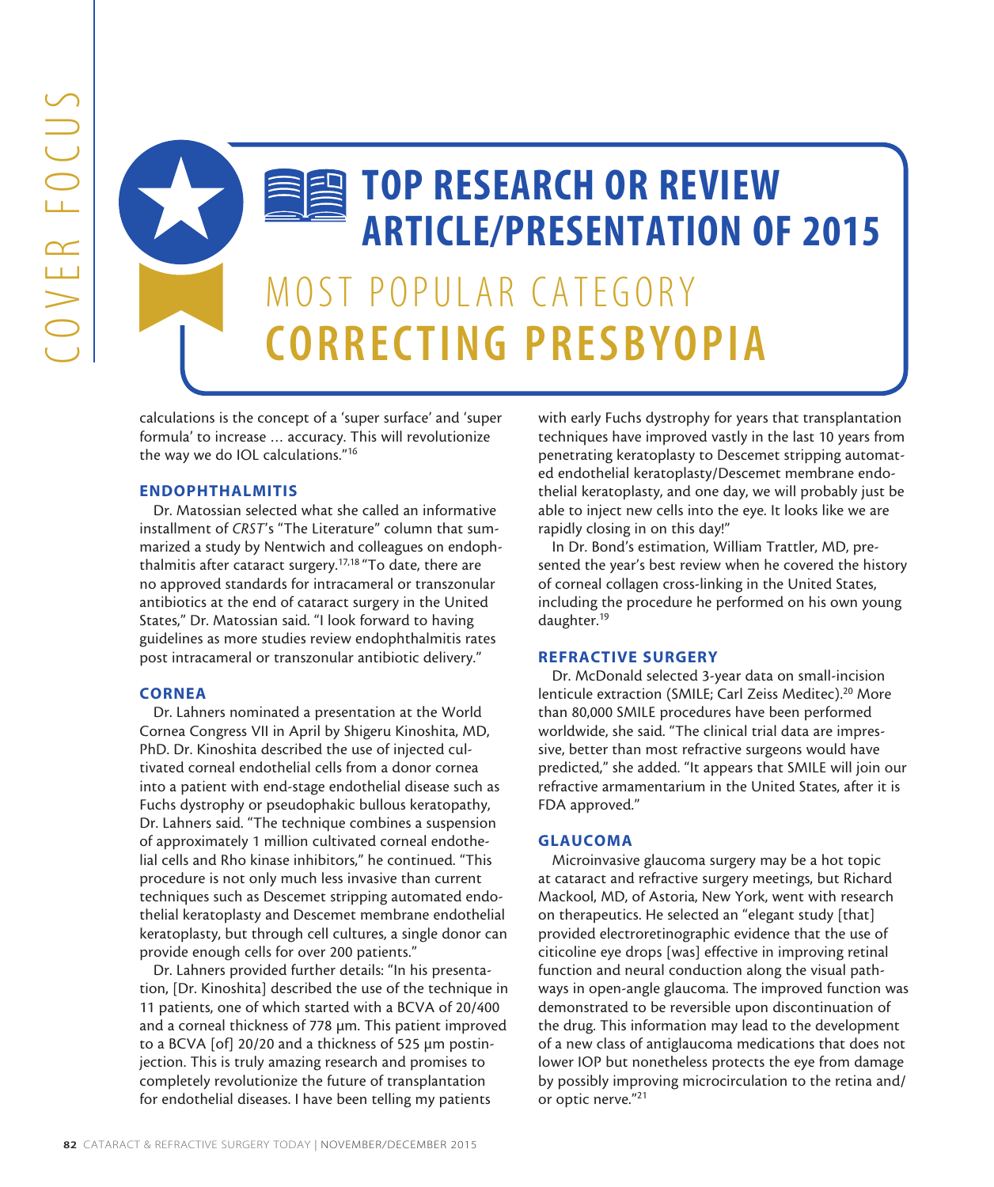# TOP RESEARCH OR REVIEW ARTICLE/PRESENTATION OF 2015

## MOST POPULAR CATEGORY CORRECTING PRESBYOPIA

calculations is the concept of a 'super surface' and 'super formula' to increase … accuracy. This will revolutionize the way we do IOL calculations."[16]

### ENDOPHTHALMITIS

Dr. Matossian selected what she called an informative installment of *CRST*'s "The Literature" column that summarized a study by Nentwich and colleagues on endophthalmitis after cataract surgery.[17,18] "To date, there are no approved standards for intracameral or transzonular antibiotics at the end of cataract surgery in the United States," Dr. Matossian said. "I look forward to having guidelines as more studies review endophthalmitis rates post intracameral or transzonular antibiotic delivery."

### CORNEA

Dr. Lahners nominated a presentation at the World Cornea Congress VII in April by Shigeru Kinoshita, MD, PhD. Dr. Kinoshita described the use of injected cultivated corneal endothelial cells from a donor cornea into a patient with end-stage endothelial disease such as Fuchs dystrophy or pseudophakic bullous keratopathy, Dr. Lahners said. "The technique combines a suspension of approximately 1 million cultivated corneal endothelial cells and Rho kinase inhibitors," he continued. "This procedure is not only much less invasive than current techniques such as Descemet stripping automated endothelial keratoplasty and Descemet membrane endothelial keratoplasty, but through cell cultures, a single donor can provide enough cells for over 200 patients."

Dr. Lahners provided further details: "In his presentation, [Dr. Kinoshita] described the use of the technique in 11 patients, one of which started with a BCVA of 20/400 and a corneal thickness of 778 µm. This patient improved to a BCVA [of] 20/20 and a thickness of 525 µm postinjection. This is truly amazing research and promises to completely revolutionize the future of transplantation for endothelial diseases. I have been telling my patients with early Fuchs dystrophy for years that transplantation techniques have improved vastly in the last 10 years from penetrating keratoplasty to Descemet stripping automated endothelial keratoplasty/Descemet membrane endothelial keratoplasty, and one day, we will probably just be able to inject new cells into the eye. It looks like we are rapidly closing in on this day!"

In Dr. Bond's estimation, William Trattler, MD, presented the year's best review when he covered the history of corneal collagen cross-linking in the United States, including the procedure he performed on his own young daughter.[19]

### REFRACTIVE SURGERY

Dr. McDonald selected 3-year data on small-incision lenticule extraction (SMILE; Carl Zeiss Meditec).[20] More than 80,000 SMILE procedures have been performed worldwide, she said. "The clinical trial data are impressive, better than most refractive surgeons would have predicted," she added. "It appears that SMILE will join our refractive armamentarium in the United States, after it is FDA approved."

### GLAUCOMA

Microinvasive glaucoma surgery may be a hot topic at cataract and refractive surgery meetings, but Richard Mackool, MD, of Astoria, New York, went with research on therapeutics. He selected an "elegant study [that] provided electroretinographic evidence that the use of citicoline eye drops [was] effective in improving retinal function and neural conduction along the visual pathways in open-angle glaucoma. The improved function was demonstrated to be reversible upon discontinuation of the drug. This information may lead to the development of a new class of antiglaucoma medications that does not lower IOP but nonetheless protects the eye from damage by possibly improving microcirculation to the retina and/or optic nerve."[21]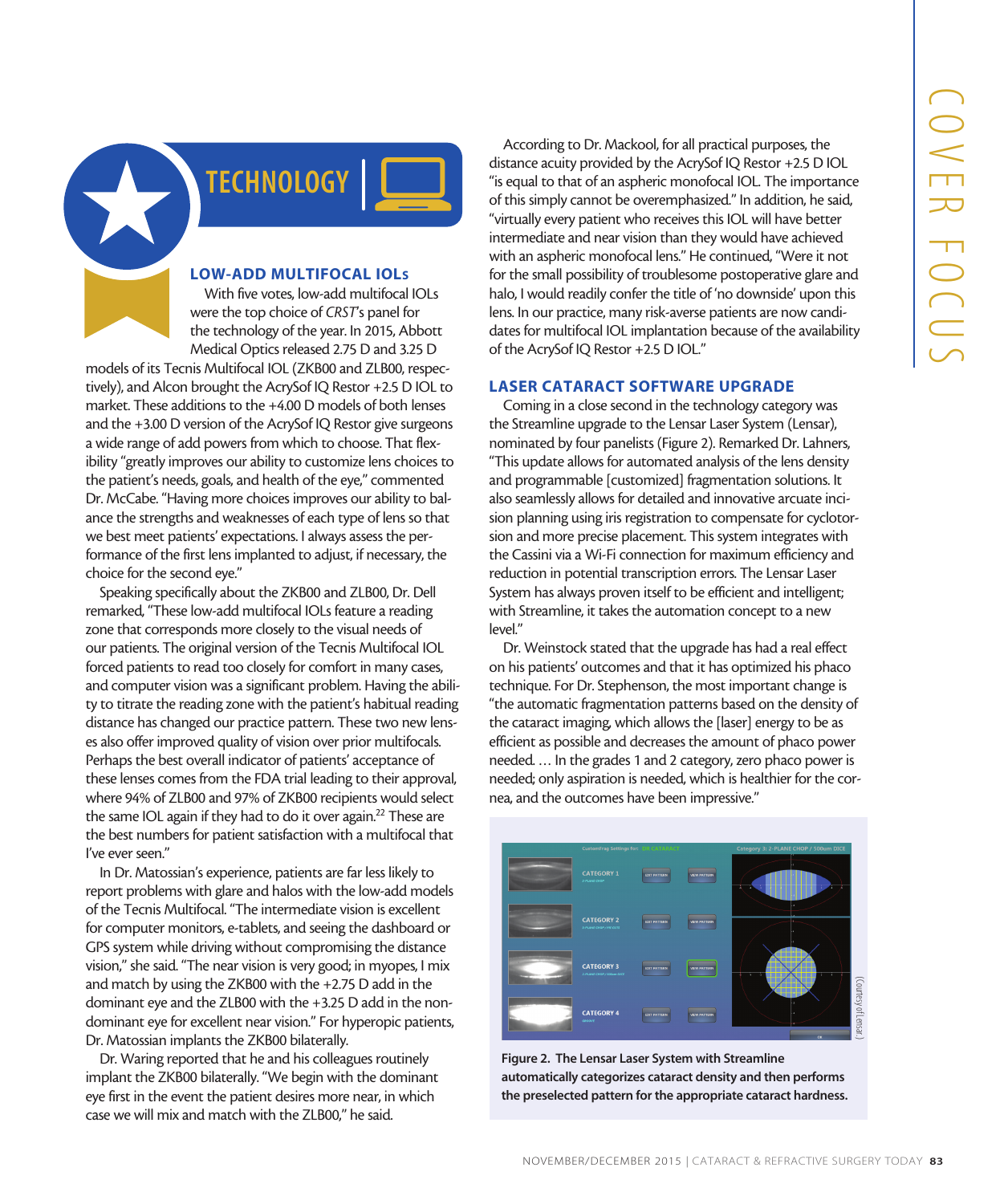## TECHNOLOGY

### LOW-ADD MULTIFOCAL IOLs

With five votes, low-add multifocal IOLs were the top choice of *CRST*'s panel for the technology of the year. In 2015, Abbott Medical Optics released 2.75 D and 3.25 D models of its Tecnis Multifocal IOL (ZKB00 and ZLB00, respectively), and Alcon brought the AcrySof IQ Restor +2.5 D IOL to market. These additions to the +4.00 D models of both lenses and the +3.00 D version of the AcrySof IQ Restor give surgeons a wide range of add powers from which to choose. That flexibility "greatly improves our ability to customize lens choices to the patient's needs, goals, and health of the eye," commented Dr. McCabe. "Having more choices improves our ability to balance the strengths and weaknesses of each type of lens so that we best meet patients' expectations. I always assess the performance of the first lens implanted to adjust, if necessary, the choice for the second eye."

Speaking specifically about the ZKB00 and ZLB00, Dr. Dell remarked, "These low-add multifocal IOLs feature a reading zone that corresponds more closely to the visual needs of our patients. The original version of the Tecnis Multifocal IOL forced patients to read too closely for comfort in many cases, and computer vision was a significant problem. Having the ability to titrate the reading zone with the patient's habitual reading distance has changed our practice pattern. These two new lenses also offer improved quality of vision over prior multifocals. Perhaps the best overall indicator of patients' acceptance of these lenses comes from the FDA trial leading to their approval, where 94% of ZLB00 and 97% of ZKB00 recipients would select the same IOL again if they had to do it over again.[22] These are the best numbers for patient satisfaction with a multifocal that I've ever seen."

In Dr. Matossian's experience, patients are far less likely to report problems with glare and halos with the low-add models of the Tecnis Multifocal. "The intermediate vision is excellent for computer monitors, e-tablets, and seeing the dashboard or GPS system while driving without compromising the distance vision," she said. "The near vision is very good; in myopes, I mix and match by using the ZKB00 with the +2.75 D add in the dominant eye and the ZLB00 with the +3.25 D add in the nondominant eye for excellent near vision." For hyperopic patients, Dr. Matossian implants the ZKB00 bilaterally.

Dr. Waring reported that he and his colleagues routinely implant the ZKB00 bilaterally. "We begin with the dominant eye first in the event the patient desires more near, in which case we will mix and match with the ZLB00," he said.

According to Dr. Mackool, for all practical purposes, the distance acuity provided by the AcrySof IQ Restor +2.5 D IOL "is equal to that of an aspheric monofocal IOL. The importance of this simply cannot be overemphasized." In addition, he said, "virtually every patient who receives this IOL will have better intermediate and near vision than they would have achieved with an aspheric monofocal lens." He continued, "Were it not for the small possibility of troublesome postoperative glare and halo, I would readily confer the title of 'no downside' upon this lens. In our practice, many risk-averse patients are now candidates for multifocal IOL implantation because of the availability of the AcrySof IQ Restor +2.5 D IOL."

### LASER CATARACT SOFTWARE UPGRADE

Coming in a close second in the technology category was the Streamline upgrade to the Lensar Laser System (Lensar), nominated by four panelists (Figure 2). Remarked Dr. Lahners, "This update allows for automated analysis of the lens density and programmable [customized] fragmentation solutions. It also seamlessly allows for detailed and innovative arcuate incision planning using iris registration to compensate for cyclotorsion and more precise placement. This system integrates with the Cassini via a Wi-Fi connection for maximum efficiency and reduction in potential transcription errors. The Lensar Laser System has always proven itself to be efficient and intelligent; with Streamline, it takes the automation concept to a new level."

Dr. Weinstock stated that the upgrade has had a real effect on his patients' outcomes and that it has optimized his phaco technique. For Dr. Stephenson, the most important change is "the automatic fragmentation patterns based on the density of the cataract imaging, which allows the [laser] energy to be as efficient as possible and decreases the amount of phaco power needed. … In the grades 1 and 2 category, zero phaco power is needed; only aspiration is needed, which is healthier for the cornea, and the outcomes have been impressive."

(Courtesy of Lensar.)

**Figure 2. The Lensar Laser System with Streamline automatically categorizes cataract density and then performs the preselected pattern for the appropriate cataract hardness.**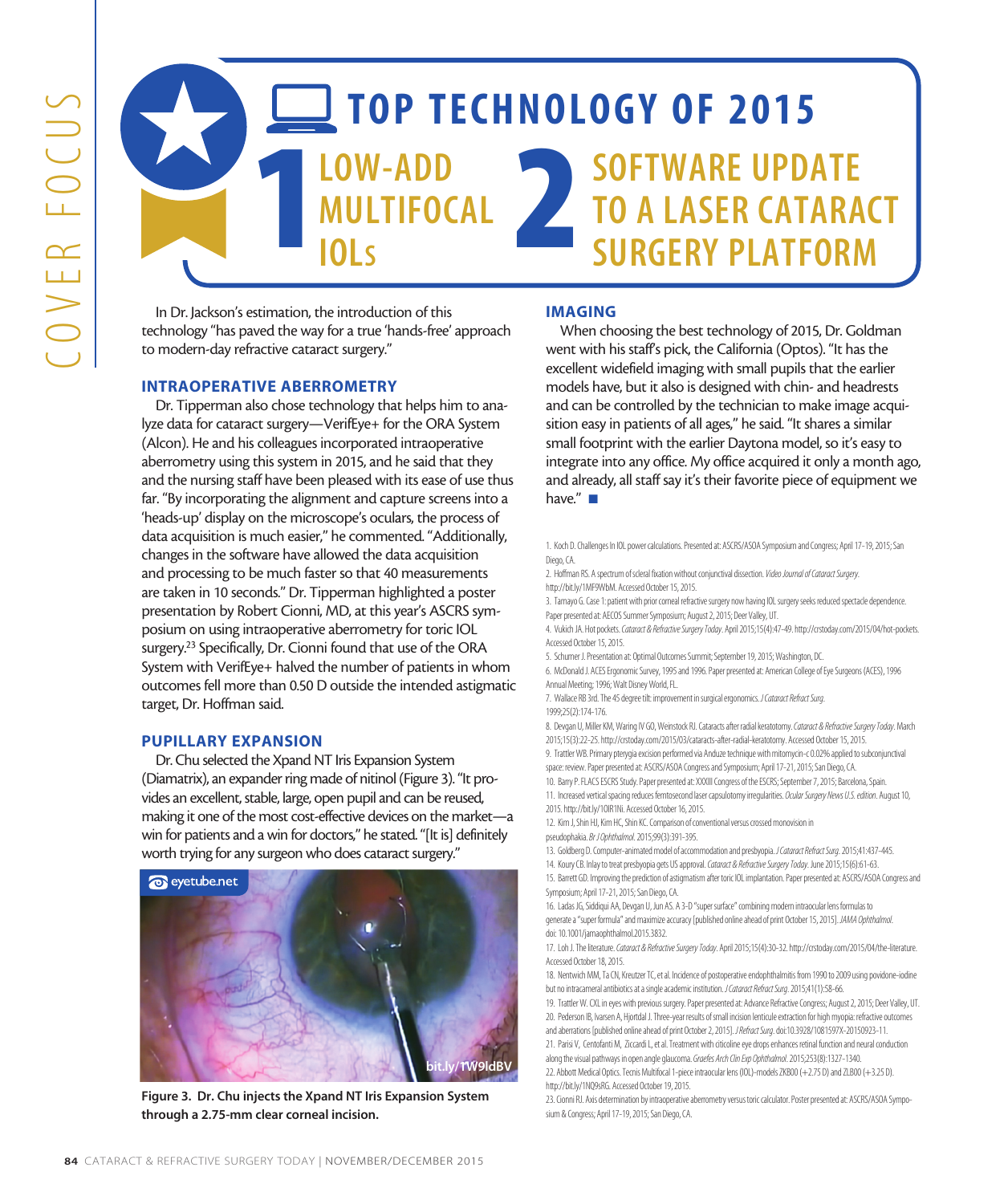# TOP TECHNOLOGY OF 2015

## 1 LOW-ADD MULTIFOCAL IOLs

## 2 SOFTWARE UPDATE TO A LASER CATARACT SURGERY PLATFORM

In Dr. Jackson's estimation, the introduction of this technology "has paved the way for a true 'hands-free' approach to modern-day refractive cataract surgery."

### INTRAOPERATIVE ABERROMETRY

Dr. Tipperman also chose technology that helps him to analyze data for cataract surgery—VerifEye+ for the ORA System (Alcon). He and his colleagues incorporated intraoperative aberrometry using this system in 2015, and he said that they and the nursing staff have been pleased with its ease of use thus far. "By incorporating the alignment and capture screens into a 'heads-up' display on the microscope's oculars, the process of data acquisition is much easier," he commented. "Additionally, changes in the software have allowed the data acquisition and processing to be much faster so that 40 measurements are taken in 10 seconds." Dr. Tipperman highlighted a poster presentation by Robert Cionni, MD, at this year's ASCRS symposium on using intraoperative aberrometry for toric IOL surgery.[23] Specifically, Dr. Cionni found that use of the ORA System with VerifEye+ halved the number of patients in whom outcomes fell more than 0.50 D outside the intended astigmatic target, Dr. Hoffman said.

### PUPILLARY EXPANSION

Dr. Chu selected the Xpand NT Iris Expansion System (Diamatrix), an expander ring made of nitinol (Figure 3). "It provides an excellent, stable, large, open pupil and can be reused, making it one of the most cost-effective devices on the market—a win for patients and a win for doctors," he stated. "[It is] definitely worth trying for any surgeon who does cataract surgery."

eyetube.net

bit.ly/1W9ldBV

**Figure 3. Dr. Chu injects the Xpand NT Iris Expansion System through a 2.75-mm clear corneal incision.**

### IMAGING

When choosing the best technology of 2015, Dr. Goldman went with his staff's pick, the California (Optos). "It has the excellent widefield imaging with small pupils that the earlier models have, but it also is designed with chin- and headrests and can be controlled by the technician to make image acquisition easy in patients of all ages," he said. "It shares a similar small footprint with the earlier Daytona model, so it's easy to integrate into any office. My office acquired it only a month ago, and already, all staff say it's their favorite piece of equipment we have." ■

1. Koch D. Challenges In IOL power calculations. Presented at: ASCRS/ASOA Symposium and Congress; April 17-19, 2015; San Diego, CA.
2. Hoffman RS. A spectrum of scleral fixation without conjunctival dissection. *Video Journal of Cataract Surgery*. http://bit.ly/1MF9WbM. Accessed October 15, 2015.
3. Tamayo G. Case 1: patient with prior corneal refractive surgery now having IOL surgery seeks reduced spectacle dependence. Paper presented at: AECOS Summer Symposium; August 2, 2015; Deer Valley, UT.
4. Vukich JA. Hot pockets. *Cataract & Refractive Surgery Today*. April 2015;15(4):47-49. http://crstoday.com/2015/04/hot-pockets. Accessed October 15, 2015.
5. Schurner J. Presentation at: Optimal Outcomes Summit; September 19, 2015; Washington, DC.
6. McDonald J. ACES Ergonomic Survey, 1995 and 1996. Paper presented at: American College of Eye Surgeons (ACES), 1996 Annual Meeting; 1996; Walt Disney World, FL.
7. Wallace RB 3rd. The 45 degree tilt: improvement in surgical ergonomics. *J Cataract Refract Surg*. 1999;25(2):174-176.
8. Devgan U, Miller KM, Waring IV GO, Weinstock RJ. Cataracts after radial keratotomy. *Cataract & Refractive Surgery Today*. March 2015;15(3):22-25. http://crstoday.com/2015/03/cataracts-after-radial-keratotomy. Accessed October 15, 2015.
9. Trattler WB. Primary pterygia excision performed via Anduze technique with mitomycin-c 0.02% applied to subconjunctival space: review. Paper presented at: ASCRS/ASOA Congress and Symposium; April 17-21, 2015; San Diego, CA.
10. Barry P. FLACS ESCRS Study. Paper presented at: XXXIII Congress of the ESCRS; September 7, 2015; Barcelona, Spain.
11. Increased vertical spacing reduces femtosecond laser capsulotomy irregularities. *Ocular Surgery News U.S. edition*. August 10, 2015. http://bit.ly/1OlR1Ni. Accessed October 16, 2015.
12. Kim J, Shin HJ, Kim HC, Shin KC. Comparison of conventional versus crossed monovision in pseudophakia. *Br J Ophthalmol*. 2015;99(3):391-395.
13. Goldberg D. Computer-animated model of accommodation and presbyopia. *J Cataract Refract Surg*. 2015;41:437-445.
14. Koury CB. Inlay to treat presbyopia gets US approval. *Cataract & Refractive Surgery Today*. June 2015;15(6):61-63.
15. Barrett GD. Improving the prediction of astigmatism after toric IOL implantation. Paper presented at: ASCRS/ASOA Congress and Symposium; April 17-21, 2015; San Diego, CA.
16. Ladas JG, Siddiqui AA, Devgan U, Jun AS. A 3-D "super surface" combining modern intraocular lens formulas to generate a "super formula" and maximize accuracy [published online ahead of print October 15, 2015]. *JAMA Ophthalmol*. doi: 10.1001/jamaophthalmol.2015.3832.
17. Loh J. The literature. *Cataract & Refractive Surgery Today*. April 2015;15(4):30-32. http://crstoday.com/2015/04/the-literature. Accessed October 18, 2015.
18. Nentwich MM, Ta CN, Kreutzer TC, et al. Incidence of postoperative endophthalmitis from 1990 to 2009 using povidone-iodine but no intracameral antibiotics at a single academic institution. *J Cataract Refract Surg*. 2015;41(1):58-66.
19. Trattler W. CXL in eyes with previous surgery. Paper presented at: Advance Refractive Congress; August 2, 2015; Deer Valley, UT.
20. Pederson IB, Ivarsen A, Hjortdal J. Three-year results of small incision lenticule extraction for high myopia: refractive outcomes and aberrations [published online ahead of print October 2, 2015]. *J Refract Surg*. doi:10.3928/1081597X-20150923-11.
21. Parisi V, Centofanti M, Ziccardi L, et al. Treatment with citicoline eye drops enhances retinal function and neural conduction along the visual pathways in open angle glaucoma. *Graefes Arch Clin Exp Ophthalmol*. 2015;253(8):1327-1340.
22. Abbott Medical Optics. Tecnis Multifocal 1-piece intraocular lens (IOL)-models ZKB00 (+2.75 D) and ZLB00 (+3.25 D). http://bit.ly/1NQ9sRG. Accessed October 19, 2015.
23. Cionni RJ. Axis determination by intraoperative aberrometry versus toric calculator. Poster presented at: ASCRS/ASOA Symposium & Congress; April 17-19, 2015; San Diego, CA.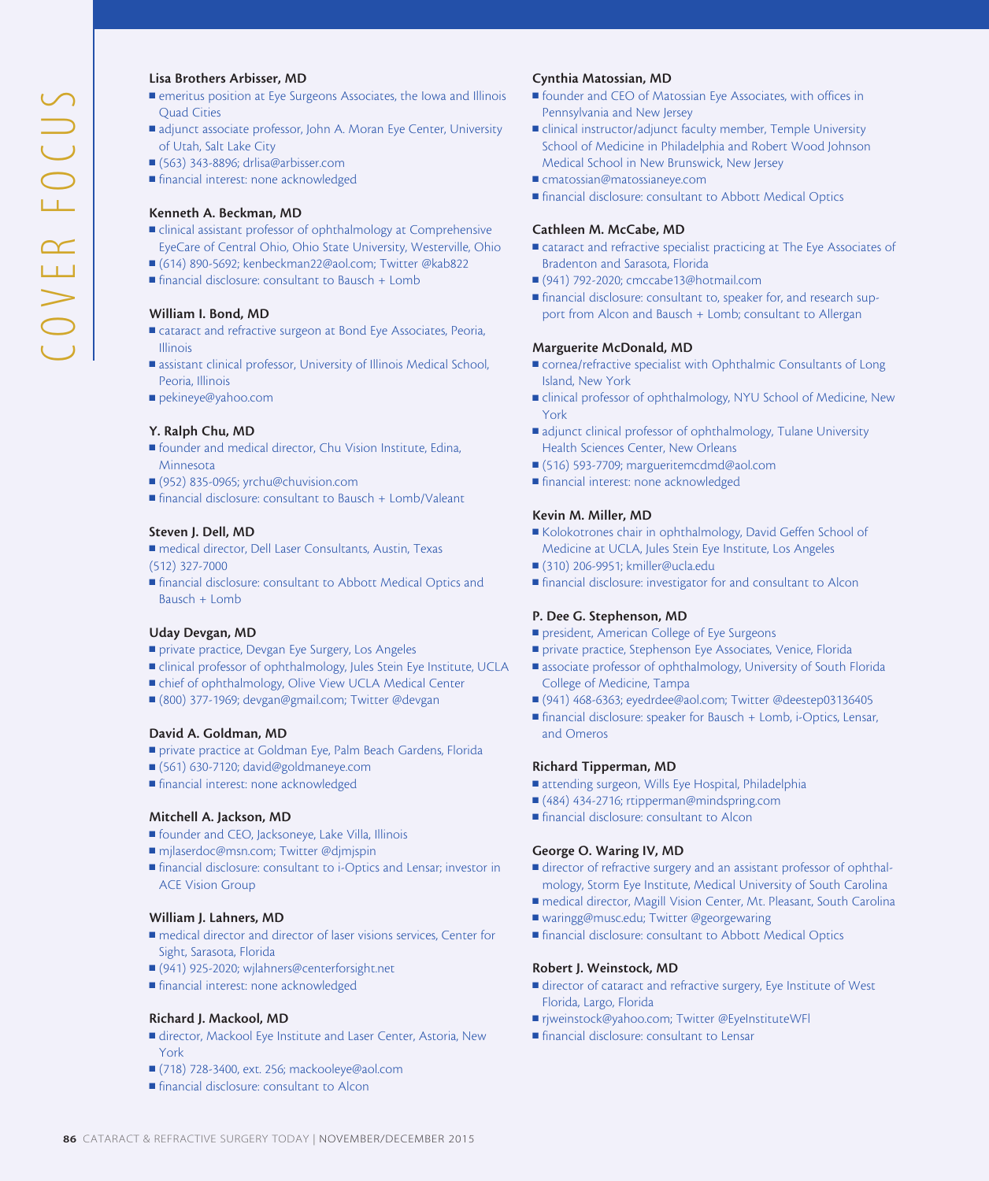**Lisa Brothers Arbisser, MD**

- emeritus position at Eye Surgeons Associates, the Iowa and Illinois Quad Cities
- adjunct associate professor, John A. Moran Eye Center, University of Utah, Salt Lake City
- (563) 343-8896; drlisa@arbisser.com
- financial interest: none acknowledged

**Kenneth A. Beckman, MD**

- clinical assistant professor of ophthalmology at Comprehensive EyeCare of Central Ohio, Ohio State University, Westerville, Ohio
- (614) 890-5692; kenbeckman22@aol.com; Twitter @kab822
- financial disclosure: consultant to Bausch + Lomb

**William I. Bond, MD**

- cataract and refractive surgeon at Bond Eye Associates, Peoria, Illinois
- assistant clinical professor, University of Illinois Medical School, Peoria, Illinois
- pekineye@yahoo.com

**Y. Ralph Chu, MD**

- founder and medical director, Chu Vision Institute, Edina, Minnesota
- (952) 835-0965; yrchu@chuvision.com
- financial disclosure: consultant to Bausch + Lomb/Valeant

**Steven J. Dell, MD**

- medical director, Dell Laser Consultants, Austin, Texas

(512) 327-7000

- financial disclosure: consultant to Abbott Medical Optics and Bausch + Lomb

**Uday Devgan, MD**

- private practice, Devgan Eye Surgery, Los Angeles
- clinical professor of ophthalmology, Jules Stein Eye Institute, UCLA
- chief of ophthalmology, Olive View UCLA Medical Center
- (800) 377-1969; devgan@gmail.com; Twitter @devgan

**David A. Goldman, MD**

- private practice at Goldman Eye, Palm Beach Gardens, Florida
- (561) 630-7120; david@goldmaneye.com
- financial interest: none acknowledged

**Mitchell A. Jackson, MD**

- founder and CEO, Jacksoneye, Lake Villa, Illinois
- mjlaserdoc@msn.com; Twitter @djmjspin
- financial disclosure: consultant to i-Optics and Lensar; investor in ACE Vision Group

**William J. Lahners, MD**

- medical director and director of laser visions services, Center for Sight, Sarasota, Florida
- (941) 925-2020; wjlahners@centerforsight.net
- financial interest: none acknowledged

**Richard J. Mackool, MD**

- director, Mackool Eye Institute and Laser Center, Astoria, New York
- (718) 728-3400, ext. 256; mackooleye@aol.com
- financial disclosure: consultant to Alcon

**Cynthia Matossian, MD**

- founder and CEO of Matossian Eye Associates, with offices in Pennsylvania and New Jersey
- clinical instructor/adjunct faculty member, Temple University School of Medicine in Philadelphia and Robert Wood Johnson Medical School in New Brunswick, New Jersey
- cmatossian@matossianeye.com
- financial disclosure: consultant to Abbott Medical Optics

**Cathleen M. McCabe, MD**

- cataract and refractive specialist practicing at The Eye Associates of Bradenton and Sarasota, Florida
- (941) 792-2020; cmccabe13@hotmail.com
- financial disclosure: consultant to, speaker for, and research support from Alcon and Bausch + Lomb; consultant to Allergan

**Marguerite McDonald, MD**

- cornea/refractive specialist with Ophthalmic Consultants of Long Island, New York
- clinical professor of ophthalmology, NYU School of Medicine, New York
- adjunct clinical professor of ophthalmology, Tulane University Health Sciences Center, New Orleans
- (516) 593-7709; margueritemcdmd@aol.com
- financial interest: none acknowledged

**Kevin M. Miller, MD**

- Kolokotrones chair in ophthalmology, David Geffen School of Medicine at UCLA, Jules Stein Eye Institute, Los Angeles
- (310) 206-9951; kmiller@ucla.edu
- financial disclosure: investigator for and consultant to Alcon

**P. Dee G. Stephenson, MD**

- president, American College of Eye Surgeons
- private practice, Stephenson Eye Associates, Venice, Florida
- associate professor of ophthalmology, University of South Florida College of Medicine, Tampa
- (941) 468-6363; eyedrdee@aol.com; Twitter @deestep03136405
- financial disclosure: speaker for Bausch + Lomb, i-Optics, Lensar, and Omeros

**Richard Tipperman, MD**

- attending surgeon, Wills Eye Hospital, Philadelphia
- (484) 434-2716; rtipperman@mindspring.com
- financial disclosure: consultant to Alcon

**George O. Waring IV, MD**

- director of refractive surgery and an assistant professor of ophthalmology, Storm Eye Institute, Medical University of South Carolina
- medical director, Magill Vision Center, Mt. Pleasant, South Carolina
- waringg@musc.edu; Twitter @georgewaring
- financial disclosure: consultant to Abbott Medical Optics

**Robert J. Weinstock, MD**

- director of cataract and refractive surgery, Eye Institute of West Florida, Largo, Florida
- rjweinstock@yahoo.com; Twitter @EyeInstituteWFl
- financial disclosure: consultant to Lensar